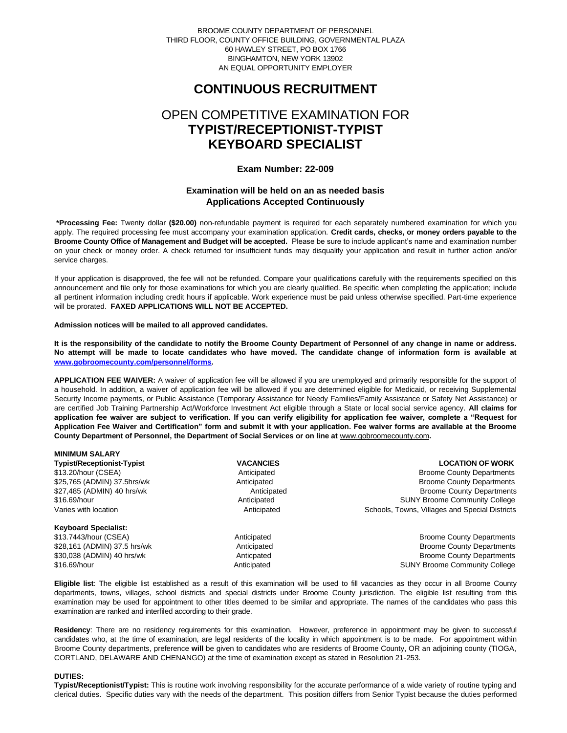BROOME COUNTY DEPARTMENT OF PERSONNEL
THIRD FLOOR, COUNTY OFFICE BUILDING, GOVERNMENTAL PLAZA
60 HAWLEY STREET, PO BOX 1766
BINGHAMTON, NEW YORK 13902
AN EQUAL OPPORTUNITY EMPLOYER

# CONTINUOUS RECRUITMENT

## OPEN COMPETITIVE EXAMINATION FOR **TYPIST/RECEPTIONIST-TYPIST KEYBOARD SPECIALIST**

### Exam Number: 22-009

### Examination will be held on an as needed basis
### Applications Accepted Continuously

**\*Processing Fee:** Twenty dollar **($20.00)** non-refundable payment is required for each separately numbered examination for which you apply. The required processing fee must accompany your examination application. **Credit cards, checks, or money orders payable to the Broome County Office of Management and Budget will be accepted.** Please be sure to include applicant's name and examination number on your check or money order. A check returned for insufficient funds may disqualify your application and result in further action and/or service charges.

If your application is disapproved, the fee will not be refunded. Compare your qualifications carefully with the requirements specified on this announcement and file only for those examinations for which you are clearly qualified. Be specific when completing the application; include all pertinent information including credit hours if applicable. Work experience must be paid unless otherwise specified. Part-time experience will be prorated. **FAXED APPLICATIONS WILL NOT BE ACCEPTED.**

**Admission notices will be mailed to all approved candidates.**

**It is the responsibility of the candidate to notify the Broome County Department of Personnel of any change in name or address. No attempt will be made to locate candidates who have moved. The candidate change of information form is available at [www.gobroomecounty.com/personnel/forms](www.gobroomecounty.com/personnel/forms).**

**APPLICATION FEE WAIVER:** A waiver of application fee will be allowed if you are unemployed and primarily responsible for the support of a household. In addition, a waiver of application fee will be allowed if you are determined eligible for Medicaid, or receiving Supplemental Security Income payments, or Public Assistance (Temporary Assistance for Needy Families/Family Assistance or Safety Net Assistance) or are certified Job Training Partnership Act/Workforce Investment Act eligible through a State or local social service agency. **All claims for application fee waiver are subject to verification. If you can verify eligibility for application fee waiver, complete a "Request for Application Fee Waiver and Certification" form and submit it with your application. Fee waiver forms are available at the Broome County Department of Personnel, the Department of Social Services or on line at** www.gobroomecounty.com**.**

**MINIMUM SALARY**

| **Typist/Receptionist-Typist** | **VACANCIES** | **LOCATION OF WORK** |
|---|---|---|
| $13.20/hour (CSEA) | Anticipated | Broome County Departments |
| $25,765 (ADMIN) 37.5hrs/wk | Anticipated | Broome County Departments |
| $27,485 (ADMIN) 40 hrs/wk | Anticipated | Broome County Departments |
| $16.69/hour | Anticipated | SUNY Broome Community College |
| Varies with location | Anticipated | Schools, Towns, Villages and Special Districts |
| **Keyboard Specialist:** | | |
| $13.7443/hour (CSEA) | Anticipated | Broome County Departments |
| $28,161 (ADMIN) 37.5 hrs/wk | Anticipated | Broome County Departments |
| $30,038 (ADMIN) 40 hrs/wk | Anticpated | Broome County Departments |
| $16.69/hour | Anticipated | SUNY Broome Community College |

**Eligible list**: The eligible list established as a result of this examination will be used to fill vacancies as they occur in all Broome County departments, towns, villages, school districts and special districts under Broome County jurisdiction. The eligible list resulting from this examination may be used for appointment to other titles deemed to be similar and appropriate. The names of the candidates who pass this examination are ranked and interfiled according to their grade.

**Residency**: There are no residency requirements for this examination. However, preference in appointment may be given to successful candidates who, at the time of examination, are legal residents of the locality in which appointment is to be made. For appointment within Broome County departments, preference **will** be given to candidates who are residents of Broome County, OR an adjoining county (TIOGA, CORTLAND, DELAWARE AND CHENANGO) at the time of examination except as stated in Resolution 21-253.

**DUTIES:**

**Typist/Receptionist/Typist:** This is routine work involving responsibility for the accurate performance of a wide variety of routine typing and clerical duties. Specific duties vary with the needs of the department. This position differs from Senior Typist because the duties performed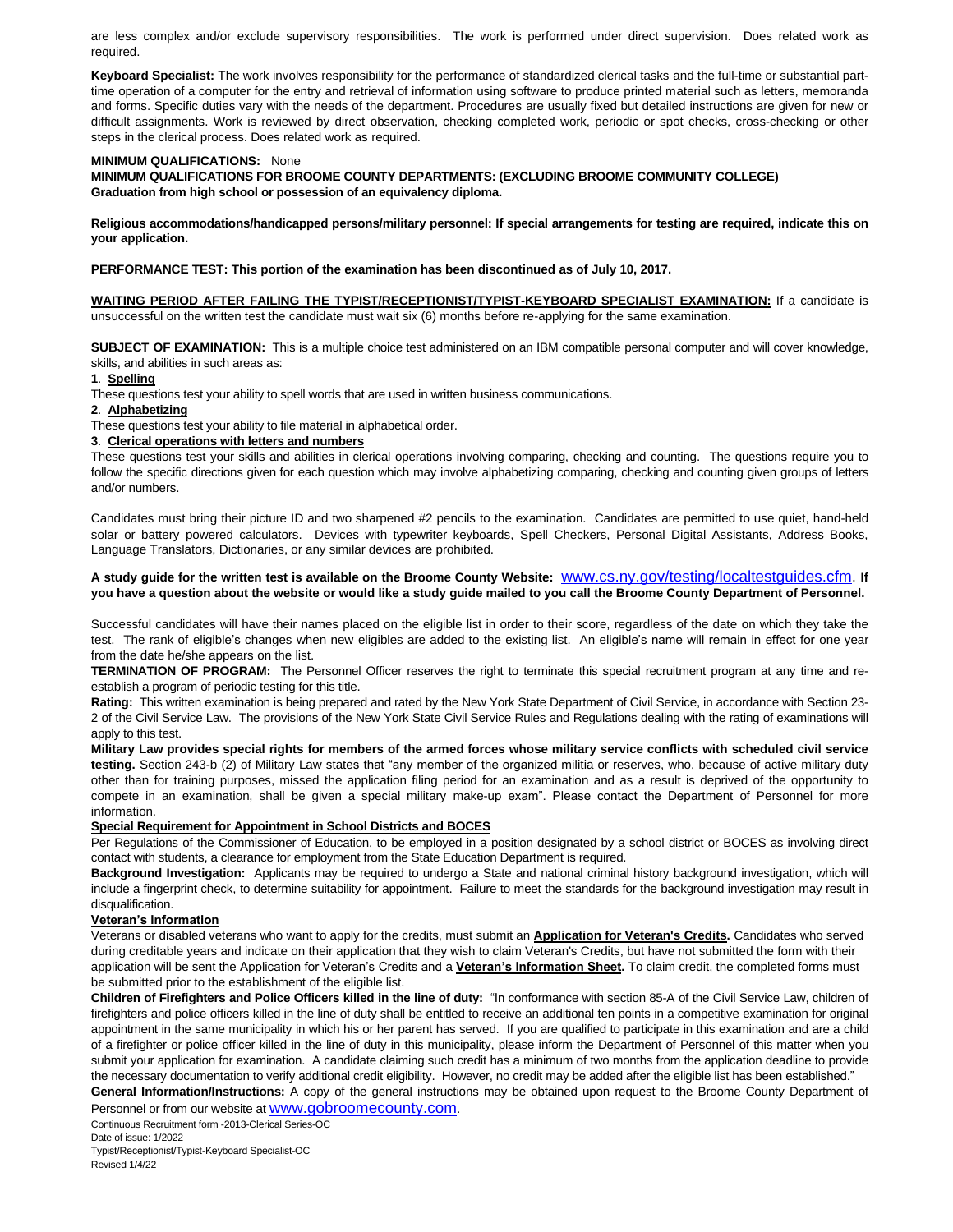are less complex and/or exclude supervisory responsibilities. The work is performed under direct supervision. Does related work as required.

**Keyboard Specialist:** The work involves responsibility for the performance of standardized clerical tasks and the full-time or substantial part-time operation of a computer for the entry and retrieval of information using software to produce printed material such as letters, memoranda and forms. Specific duties vary with the needs of the department. Procedures are usually fixed but detailed instructions are given for new or difficult assignments. Work is reviewed by direct observation, checking completed work, periodic or spot checks, cross-checking or other steps in the clerical process. Does related work as required.

**MINIMUM QUALIFICATIONS:** None
**MINIMUM QUALIFICATIONS FOR BROOME COUNTY DEPARTMENTS: (EXCLUDING BROOME COMMUNITY COLLEGE)**
**Graduation from high school or possession of an equivalency diploma.**

**Religious accommodations/handicapped persons/military personnel: If special arrangements for testing are required, indicate this on your application.**

**PERFORMANCE TEST: This portion of the examination has been discontinued as of July 10, 2017.**

**WAITING PERIOD AFTER FAILING THE TYPIST/RECEPTIONIST/TYPIST-KEYBOARD SPECIALIST EXAMINATION:** If a candidate is unsuccessful on the written test the candidate must wait six (6) months before re-applying for the same examination.

**SUBJECT OF EXAMINATION:** This is a multiple choice test administered on an IBM compatible personal computer and will cover knowledge, skills, and abilities in such areas as:

**1**. **Spelling**
These questions test your ability to spell words that are used in written business communications.

**2**. **Alphabetizing**
These questions test your ability to file material in alphabetical order.

**3**. **Clerical operations with letters and numbers**
These questions test your skills and abilities in clerical operations involving comparing, checking and counting. The questions require you to follow the specific directions given for each question which may involve alphabetizing comparing, checking and counting given groups of letters and/or numbers.

Candidates must bring their picture ID and two sharpened #2 pencils to the examination. Candidates are permitted to use quiet, hand-held solar or battery powered calculators. Devices with typewriter keyboards, Spell Checkers, Personal Digital Assistants, Address Books, Language Translators, Dictionaries, or any similar devices are prohibited.

**A study guide for the written test is available on the Broome County Website:** www.cs.ny.gov/testing/localtestguides.cfm. **If you have a question about the website or would like a study guide mailed to you call the Broome County Department of Personnel.**

Successful candidates will have their names placed on the eligible list in order to their score, regardless of the date on which they take the test. The rank of eligible's changes when new eligibles are added to the existing list. An eligible's name will remain in effect for one year from the date he/she appears on the list.

**TERMINATION OF PROGRAM:** The Personnel Officer reserves the right to terminate this special recruitment program at any time and re-establish a program of periodic testing for this title.

**Rating:** This written examination is being prepared and rated by the New York State Department of Civil Service, in accordance with Section 23-2 of the Civil Service Law. The provisions of the New York State Civil Service Rules and Regulations dealing with the rating of examinations will apply to this test.

**Military Law provides special rights for members of the armed forces whose military service conflicts with scheduled civil service testing.** Section 243-b (2) of Military Law states that "any member of the organized militia or reserves, who, because of active military duty other than for training purposes, missed the application filing period for an examination and as a result is deprived of the opportunity to compete in an examination, shall be given a special military make-up exam". Please contact the Department of Personnel for more information.

**Special Requirement for Appointment in School Districts and BOCES**

Per Regulations of the Commissioner of Education, to be employed in a position designated by a school district or BOCES as involving direct contact with students, a clearance for employment from the State Education Department is required.

**Background Investigation:** Applicants may be required to undergo a State and national criminal history background investigation, which will include a fingerprint check, to determine suitability for appointment. Failure to meet the standards for the background investigation may result in disqualification.

**Veteran's Information**

Veterans or disabled veterans who want to apply for the credits, must submit an **Application for Veteran's Credits.** Candidates who served during creditable years and indicate on their application that they wish to claim Veteran's Credits, but have not submitted the form with their application will be sent the Application for Veteran's Credits and a **Veteran's Information Sheet.** To claim credit, the completed forms must be submitted prior to the establishment of the eligible list.

**Children of Firefighters and Police Officers killed in the line of duty:** "In conformance with section 85-A of the Civil Service Law, children of firefighters and police officers killed in the line of duty shall be entitled to receive an additional ten points in a competitive examination for original appointment in the same municipality in which his or her parent has served. If you are qualified to participate in this examination and are a child of a firefighter or police officer killed in the line of duty in this municipality, please inform the Department of Personnel of this matter when you submit your application for examination. A candidate claiming such credit has a minimum of two months from the application deadline to provide the necessary documentation to verify additional credit eligibility. However, no credit may be added after the eligible list has been established."

**General Information/Instructions:** A copy of the general instructions may be obtained upon request to the Broome County Department of Personnel or from our website at www.gobroomecounty.com.

Continuous Recruitment form -2013-Clerical Series-OC
Date of issue: 1/2022
Typist/Receptionist/Typist-Keyboard Specialist-OC
Revised 1/4/22